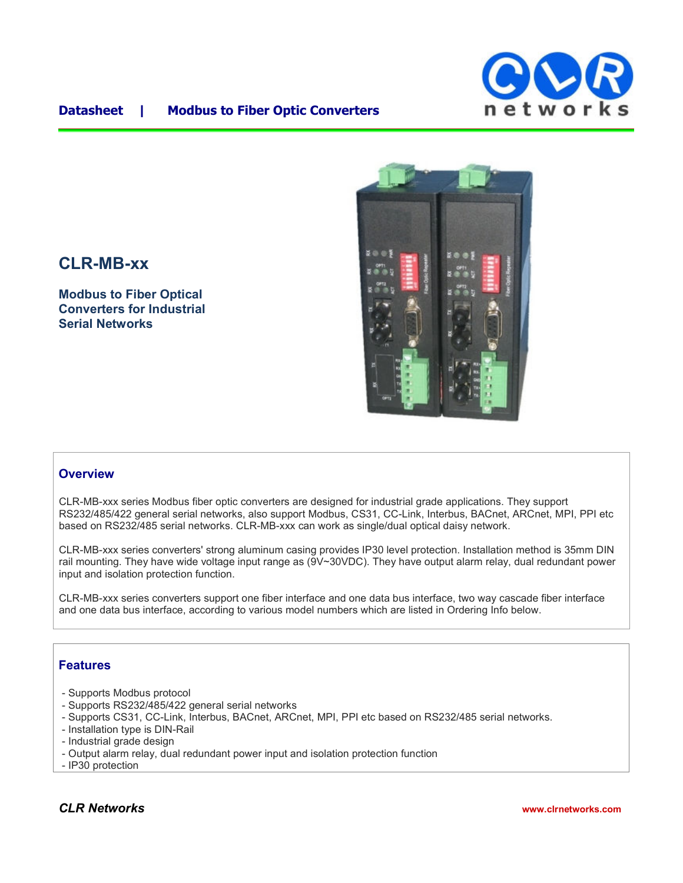**Datasheet | Modbus to Fiber Optic Converters**

# CLR-MB-xx

**Modbus to Fiber Optical Converters for Industrial Serial Networks**

## Overview

CLR-MB-xxx series Modbus fiber optic converters are designed for industrial grade applications. They support RS232/485/422 general serial networks, also support Modbus, CS31, CC-Link, Interbus, BACnet, ARCnet, MPI, PPI etc based on RS232/485 serial networks. CLR-MB-xxx can work as single/dual optical daisy network.

CLR-MB-xxx series converters' strong aluminum casing provides IP30 level protection. Installation method is 35mm DIN rail mounting. They have wide voltage input range as (9V~30VDC). They have output alarm relay, dual redundant power input and isolation protection function.

CLR-MB-xxx series converters support one fiber interface and one data bus interface, two way cascade fiber interface and one data bus interface, according to various model numbers which are listed in Ordering Info below.

## Features

- Supports Modbus protocol
- Supports RS232/485/422 general serial networks
- Supports CS31, CC-Link, Interbus, BACnet, ARCnet, MPI, PPI etc based on RS232/485 serial networks.
- Installation type is DIN-Rail
- Industrial grade design
- Output alarm relay, dual redundant power input and isolation protection function
- IP30 protection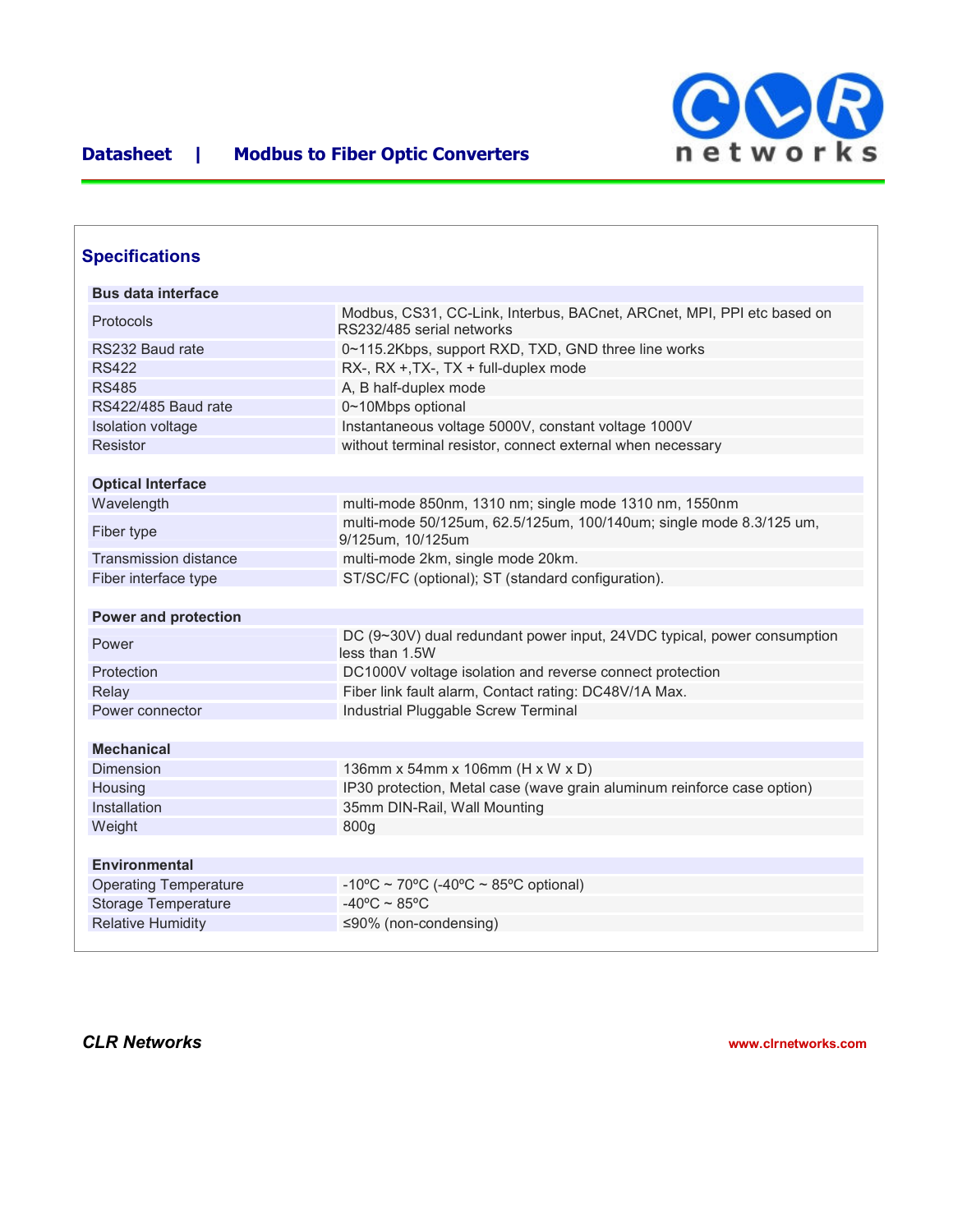## Specifications

| Bus data interface | |
|---|---|
| Protocols | Modbus, CS31, CC-Link, Interbus, BACnet, ARCnet, MPI, PPI etc based on RS232/485 serial networks |
| RS232 Baud rate | 0~115.2Kbps, support RXD, TXD, GND three line works |
| RS422 | RX-, RX +,TX-, TX + full-duplex mode |
| RS485 | A, B half-duplex mode |
| RS422/485 Baud rate | 0~10Mbps optional |
| Isolation voltage | Instantaneous voltage 5000V, constant voltage 1000V |
| Resistor | without terminal resistor, connect external when necessary |

| Optical Interface | |
|---|---|
| Wavelength | multi-mode 850nm, 1310 nm; single mode 1310 nm, 1550nm |
| Fiber type | multi-mode 50/125um, 62.5/125um, 100/140um; single mode 8.3/125 um, 9/125um, 10/125um |
| Transmission distance | multi-mode 2km, single mode 20km. |
| Fiber interface type | ST/SC/FC (optional); ST (standard configuration). |

| Power and protection | |
|---|---|
| Power | DC (9~30V) dual redundant power input, 24VDC typical, power consumption less than 1.5W |
| Protection | DC1000V voltage isolation and reverse connect protection |
| Relay | Fiber link fault alarm, Contact rating: DC48V/1A Max. |
| Power connector | Industrial Pluggable Screw Terminal |

| Mechanical | |
|---|---|
| Dimension | 136mm x 54mm x 106mm (H x W x D) |
| Housing | IP30 protection, Metal case (wave grain aluminum reinforce case option) |
| Installation | 35mm DIN-Rail, Wall Mounting |
| Weight | 800g |

| Environmental | |
|---|---|
| Operating Temperature | -10ºC ~ 70ºC (-40ºC ~ 85ºC optional) |
| Storage Temperature | -40ºC ~ 85ºC |
| Relative Humidity | ≤90% (non-condensing) |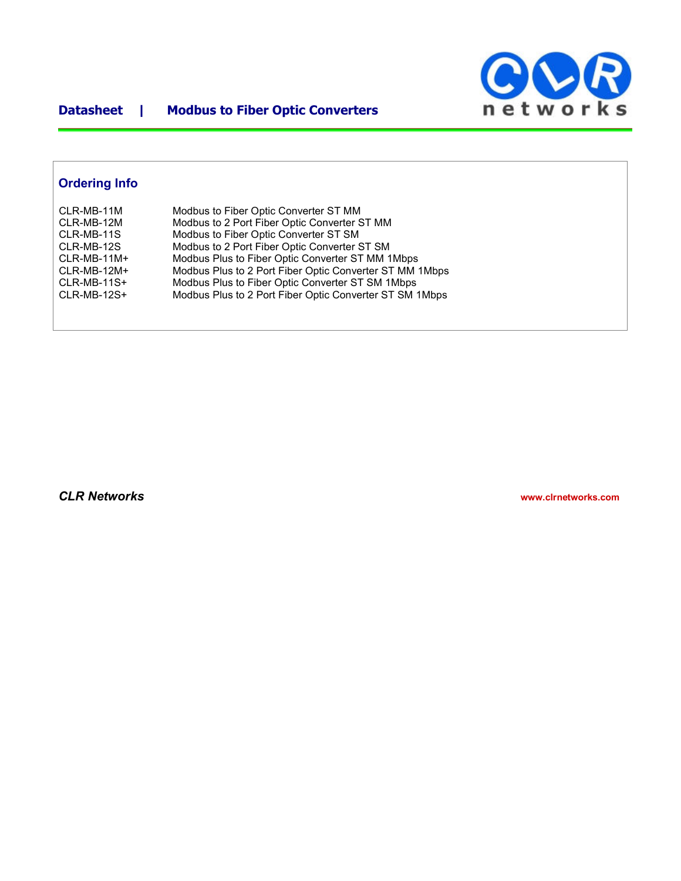## Ordering Info

| | |
|---|---|
| CLR-MB-11M | Modbus to Fiber Optic Converter ST MM |
| CLR-MB-12M | Modbus to 2 Port Fiber Optic Converter ST MM |
| CLR-MB-11S | Modbus to Fiber Optic Converter ST SM |
| CLR-MB-12S | Modbus to 2 Port Fiber Optic Converter ST SM |
| CLR-MB-11M+ | Modbus Plus to Fiber Optic Converter ST MM 1Mbps |
| CLR-MB-12M+ | Modbus Plus to 2 Port Fiber Optic Converter ST MM 1Mbps |
| CLR-MB-11S+ | Modbus Plus to Fiber Optic Converter ST SM 1Mbps |
| CLR-MB-12S+ | Modbus Plus to 2 Port Fiber Optic Converter ST SM 1Mbps |